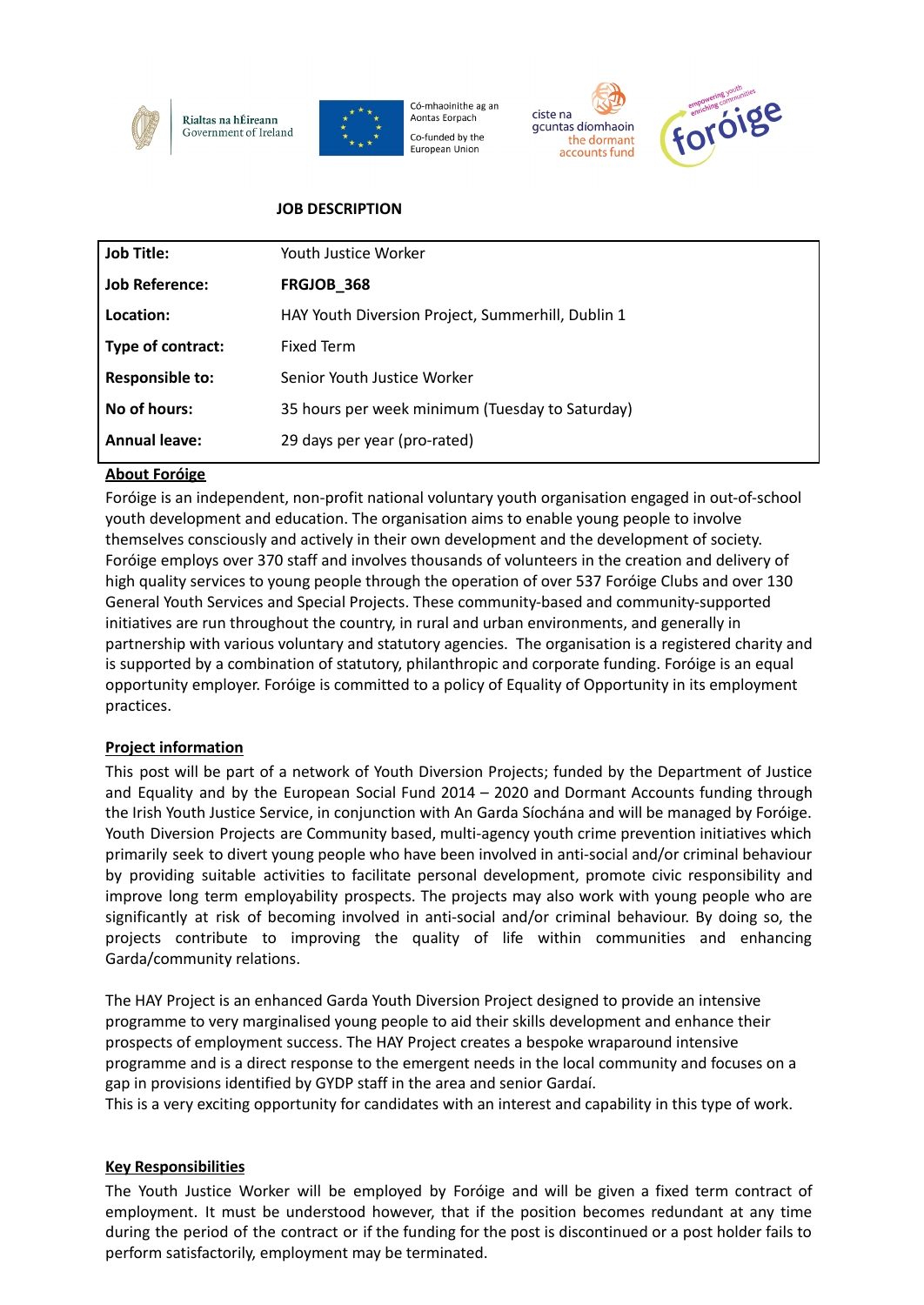Rialtas na hÉireann
Government of Ireland

Có-mhaoinithe ag an Aontas Eorpach
Co-funded by the European Union

ciste na gcuntas díomhaoin
the dormant accounts fund

empowering youth enriching communities
foróige

## JOB DESCRIPTION

| | |
|---|---|
| **Job Title:** | Youth Justice Worker |
| **Job Reference:** | **FRGJOB_368** |
| **Location:** | HAY Youth Diversion Project, Summerhill, Dublin 1 |
| **Type of contract:** | Fixed Term |
| **Responsible to:** | Senior Youth Justice Worker |
| **No of hours:** | 35 hours per week minimum (Tuesday to Saturday) |
| **Annual leave:** | 29 days per year (pro-rated) |

### About Foróige

Foróige is an independent, non-profit national voluntary youth organisation engaged in out-of-school youth development and education. The organisation aims to enable young people to involve themselves consciously and actively in their own development and the development of society. Foróige employs over 370 staff and involves thousands of volunteers in the creation and delivery of high quality services to young people through the operation of over 537 Foróige Clubs and over 130 General Youth Services and Special Projects. These community-based and community-supported initiatives are run throughout the country, in rural and urban environments, and generally in partnership with various voluntary and statutory agencies. The organisation is a registered charity and is supported by a combination of statutory, philanthropic and corporate funding. Foróige is an equal opportunity employer. Foróige is committed to a policy of Equality of Opportunity in its employment practices.

### Project information

This post will be part of a network of Youth Diversion Projects; funded by the Department of Justice and Equality and by the European Social Fund 2014 – 2020 and Dormant Accounts funding through the Irish Youth Justice Service, in conjunction with An Garda Síochána and will be managed by Foróige. Youth Diversion Projects are Community based, multi-agency youth crime prevention initiatives which primarily seek to divert young people who have been involved in anti-social and/or criminal behaviour by providing suitable activities to facilitate personal development, promote civic responsibility and improve long term employability prospects. The projects may also work with young people who are significantly at risk of becoming involved in anti-social and/or criminal behaviour. By doing so, the projects contribute to improving the quality of life within communities and enhancing Garda/community relations.

The HAY Project is an enhanced Garda Youth Diversion Project designed to provide an intensive programme to very marginalised young people to aid their skills development and enhance their prospects of employment success. The HAY Project creates a bespoke wraparound intensive programme and is a direct response to the emergent needs in the local community and focuses on a gap in provisions identified by GYDP staff in the area and senior Gardaí.
This is a very exciting opportunity for candidates with an interest and capability in this type of work.

### Key Responsibilities

The Youth Justice Worker will be employed by Foróige and will be given a fixed term contract of employment. It must be understood however, that if the position becomes redundant at any time during the period of the contract or if the funding for the post is discontinued or a post holder fails to perform satisfactorily, employment may be terminated.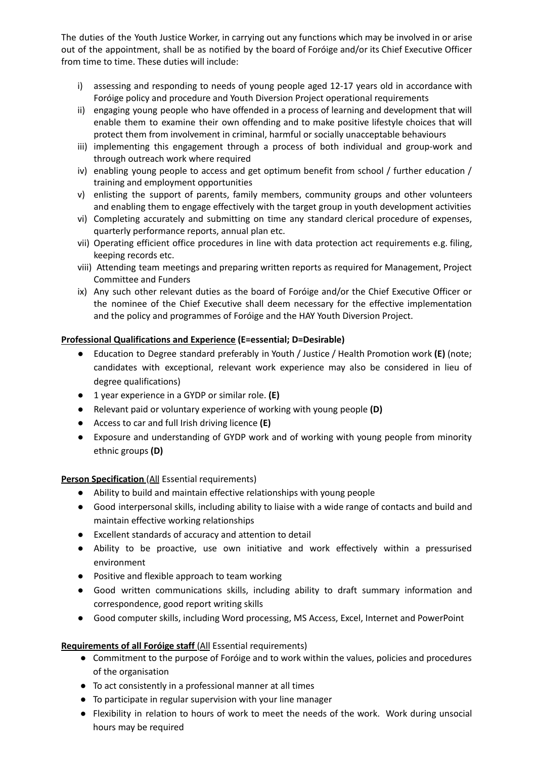The duties of the Youth Justice Worker, in carrying out any functions which may be involved in or arise out of the appointment, shall be as notified by the board of Foróige and/or its Chief Executive Officer from time to time. These duties will include:

i) assessing and responding to needs of young people aged 12-17 years old in accordance with Foróige policy and procedure and Youth Diversion Project operational requirements
ii) engaging young people who have offended in a process of learning and development that will enable them to examine their own offending and to make positive lifestyle choices that will protect them from involvement in criminal, harmful or socially unacceptable behaviours
iii) implementing this engagement through a process of both individual and group-work and through outreach work where required
iv) enabling young people to access and get optimum benefit from school / further education / training and employment opportunities
v) enlisting the support of parents, family members, community groups and other volunteers and enabling them to engage effectively with the target group in youth development activities
vi) Completing accurately and submitting on time any standard clerical procedure of expenses, quarterly performance reports, annual plan etc.
vii) Operating efficient office procedures in line with data protection act requirements e.g. filing, keeping records etc.
viii) Attending team meetings and preparing written reports as required for Management, Project Committee and Funders
ix) Any such other relevant duties as the board of Foróige and/or the Chief Executive Officer or the nominee of the Chief Executive shall deem necessary for the effective implementation and the policy and programmes of Foróige and the HAY Youth Diversion Project.

**Professional Qualifications and Experience (E=essential; D=Desirable)**

- Education to Degree standard preferably in Youth / Justice / Health Promotion work **(E)** (note; candidates with exceptional, relevant work experience may also be considered in lieu of degree qualifications)
- 1 year experience in a GYDP or similar role. **(E)**
- Relevant paid or voluntary experience of working with young people **(D)**
- Access to car and full Irish driving licence **(E)**
- Exposure and understanding of GYDP work and of working with young people from minority ethnic groups **(D)**

**Person Specification** (All Essential requirements)

- Ability to build and maintain effective relationships with young people
- Good interpersonal skills, including ability to liaise with a wide range of contacts and build and maintain effective working relationships
- Excellent standards of accuracy and attention to detail
- Ability to be proactive, use own initiative and work effectively within a pressurised environment
- Positive and flexible approach to team working
- Good written communications skills, including ability to draft summary information and correspondence, good report writing skills
- Good computer skills, including Word processing, MS Access, Excel, Internet and PowerPoint

**Requirements of all Foróige staff** (All Essential requirements)

- Commitment to the purpose of Foróige and to work within the values, policies and procedures of the organisation
- To act consistently in a professional manner at all times
- To participate in regular supervision with your line manager
- Flexibility in relation to hours of work to meet the needs of the work. Work during unsocial hours may be required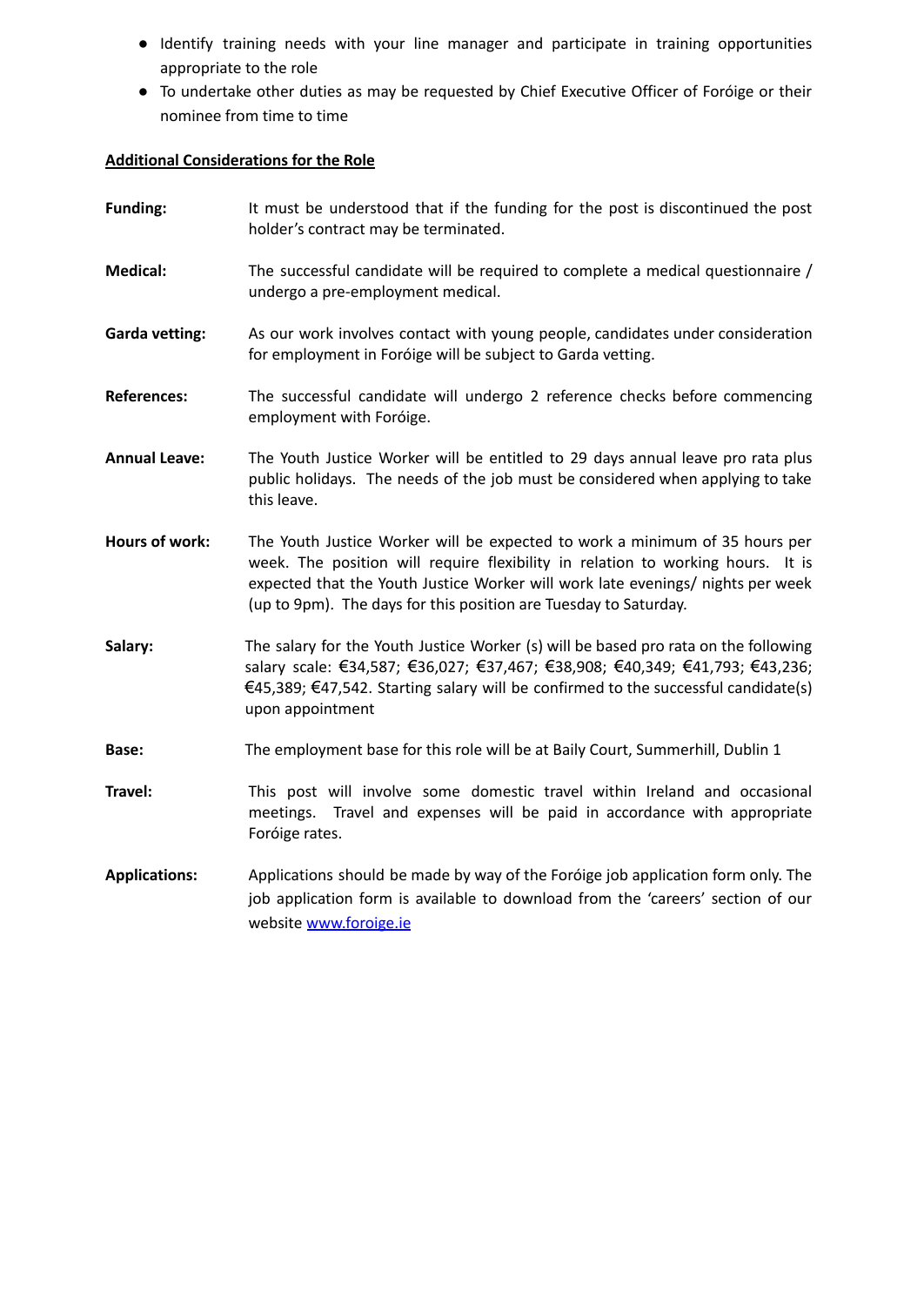- Identify training needs with your line manager and participate in training opportunities appropriate to the role
- To undertake other duties as may be requested by Chief Executive Officer of Foróige or their nominee from time to time

## Additional Considerations for the Role

**Funding:** It must be understood that if the funding for the post is discontinued the post holder's contract may be terminated.

**Medical:** The successful candidate will be required to complete a medical questionnaire / undergo a pre-employment medical.

**Garda vetting:** As our work involves contact with young people, candidates under consideration for employment in Foróige will be subject to Garda vetting.

**References:** The successful candidate will undergo 2 reference checks before commencing employment with Foróige.

**Annual Leave:** The Youth Justice Worker will be entitled to 29 days annual leave pro rata plus public holidays. The needs of the job must be considered when applying to take this leave.

**Hours of work:** The Youth Justice Worker will be expected to work a minimum of 35 hours per week. The position will require flexibility in relation to working hours. It is expected that the Youth Justice Worker will work late evenings/ nights per week (up to 9pm). The days for this position are Tuesday to Saturday.

**Salary:** The salary for the Youth Justice Worker (s) will be based pro rata on the following salary scale: €34,587; €36,027; €37,467; €38,908; €40,349; €41,793; €43,236; €45,389; €47,542. Starting salary will be confirmed to the successful candidate(s) upon appointment

**Base:** The employment base for this role will be at Baily Court, Summerhill, Dublin 1

**Travel:** This post will involve some domestic travel within Ireland and occasional meetings. Travel and expenses will be paid in accordance with appropriate Foróige rates.

**Applications:** Applications should be made by way of the Foróige job application form only. The job application form is available to download from the 'careers' section of our website [www.foroige.ie](http://www.foroige.ie)